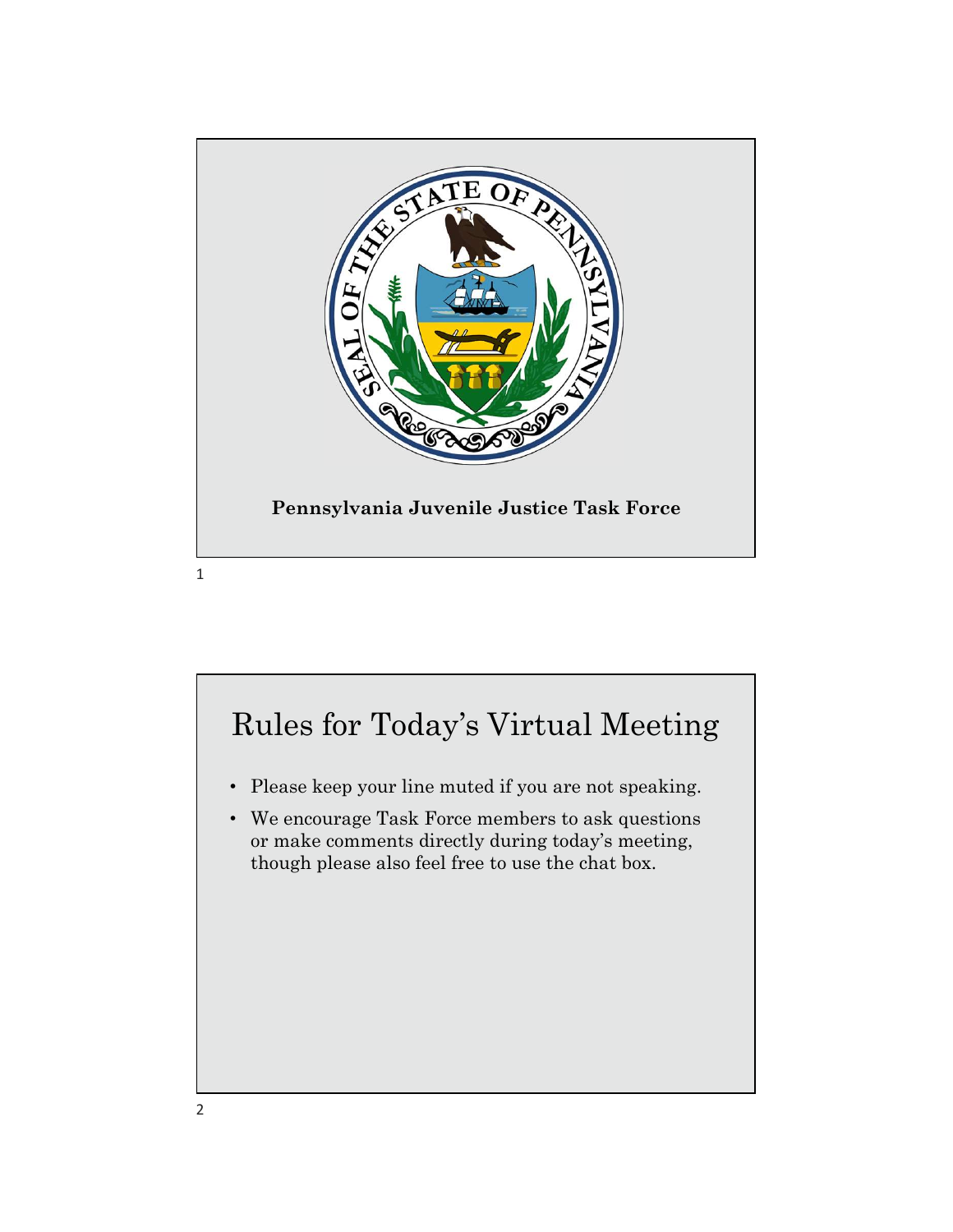Pennsylvania Juvenile Justice Task Force

# Rules for Today's Virtual Meeting

- Please keep your line muted if you are not speaking.
- We encourage Task Force members to ask questions or make comments directly during today's meeting, though please also feel free to use the chat box.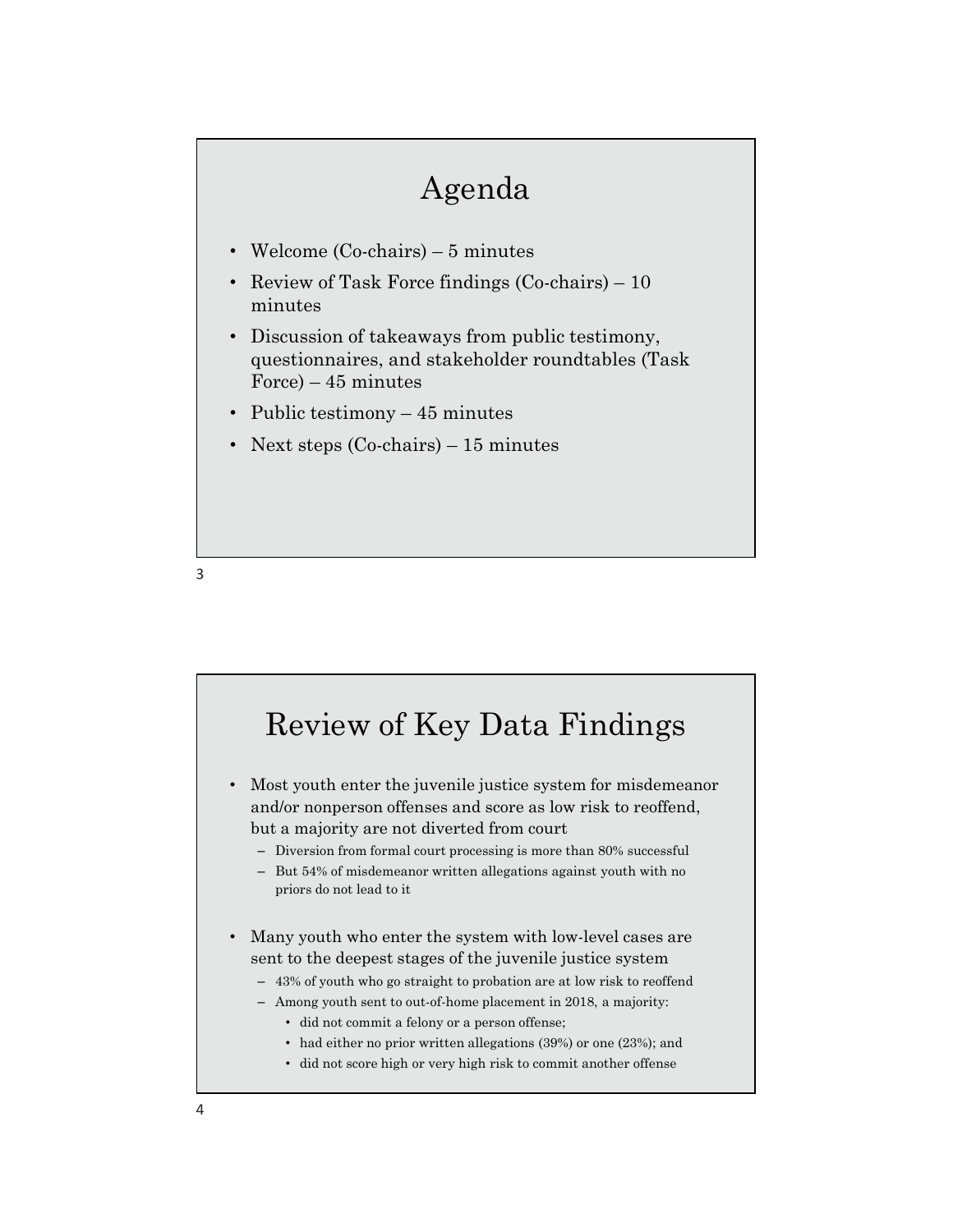# Agenda

- Welcome (Co-chairs) – 5 minutes
- Review of Task Force findings (Co-chairs) – 10 minutes
- Discussion of takeaways from public testimony, questionnaires, and stakeholder roundtables (Task Force) – 45 minutes
- Public testimony – 45 minutes
- Next steps (Co-chairs) – 15 minutes

# Review of Key Data Findings

- Most youth enter the juvenile justice system for misdemeanor and/or nonperson offenses and score as low risk to reoffend, but a majority are not diverted from court
  - Diversion from formal court processing is more than 80% successful
  - But 54% of misdemeanor written allegations against youth with no priors do not lead to it
- Many youth who enter the system with low-level cases are sent to the deepest stages of the juvenile justice system
  - 43% of youth who go straight to probation are at low risk to reoffend
  - Among youth sent to out-of-home placement in 2018, a majority:
    - did not commit a felony or a person offense;
    - had either no prior written allegations (39%) or one (23%); and
    - did not score high or very high risk to commit another offense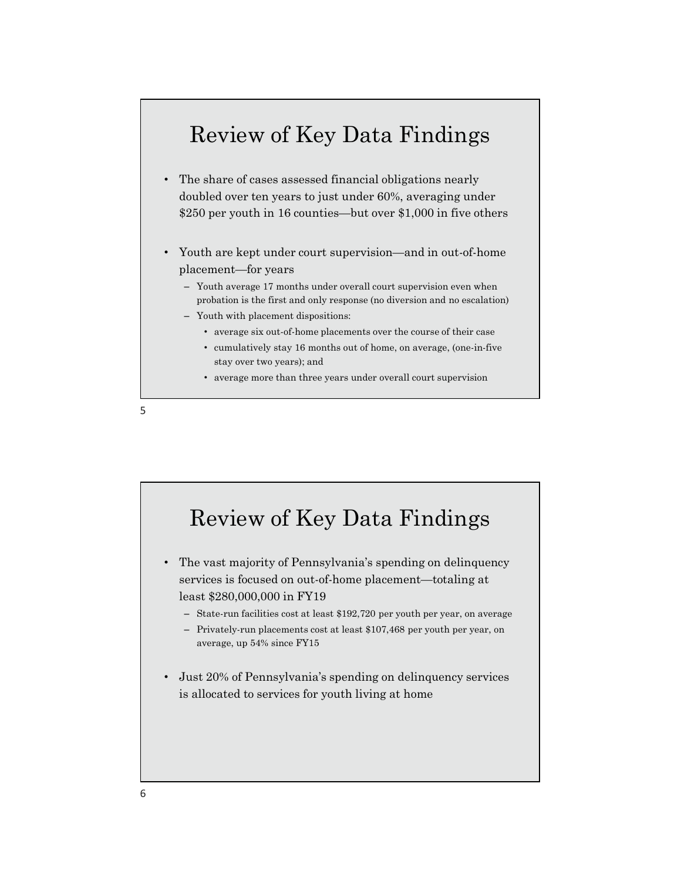## Review of Key Data Findings

- The share of cases assessed financial obligations nearly doubled over ten years to just under 60%, averaging under $250 per youth in 16 counties—but over $1,000 in five others
- Youth are kept under court supervision—and in out-of-home placement—for years
  - Youth average 17 months under overall court supervision even when probation is the first and only response (no diversion and no escalation)
  - Youth with placement dispositions:
    - average six out-of-home placements over the course of their case
    - cumulatively stay 16 months out of home, on average, (one-in-five stay over two years); and
    - average more than three years under overall court supervision

## Review of Key Data Findings

- The vast majority of Pennsylvania's spending on delinquency services is focused on out-of-home placement—totaling at least $280,000,000 in FY19
  - State-run facilities cost at least $192,720 per youth per year, on average
  - Privately-run placements cost at least $107,468 per youth per year, on average, up 54% since FY15
- Just 20% of Pennsylvania's spending on delinquency services is allocated to services for youth living at home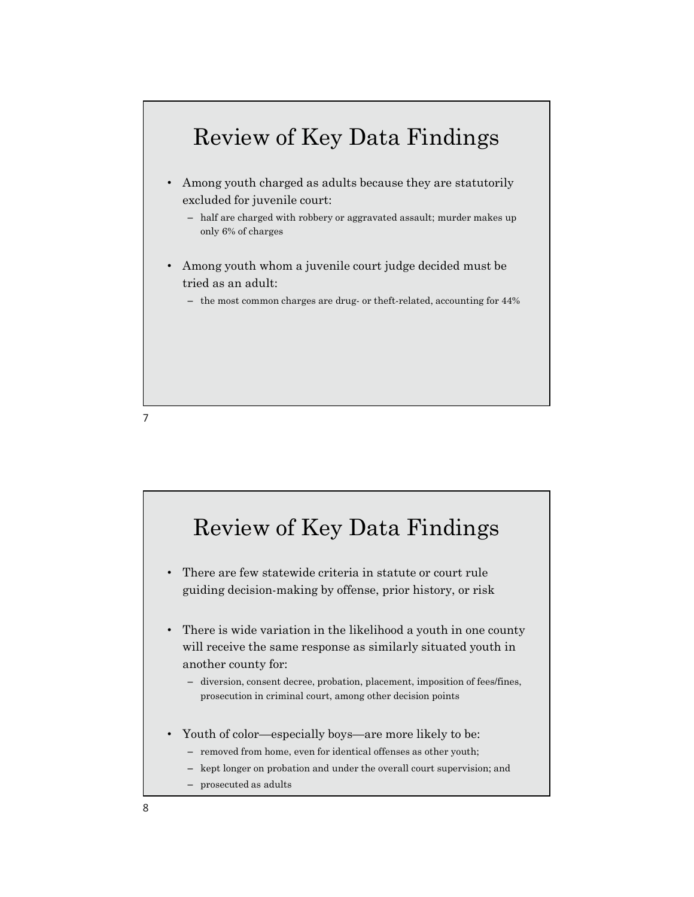# Review of Key Data Findings

- Among youth charged as adults because they are statutorily excluded for juvenile court:
  - half are charged with robbery or aggravated assault; murder makes up only 6% of charges
- Among youth whom a juvenile court judge decided must be tried as an adult:
  - the most common charges are drug- or theft-related, accounting for 44%

# Review of Key Data Findings

- There are few statewide criteria in statute or court rule guiding decision-making by offense, prior history, or risk
- There is wide variation in the likelihood a youth in one county will receive the same response as similarly situated youth in another county for:
  - diversion, consent decree, probation, placement, imposition of fees/fines, prosecution in criminal court, among other decision points
- Youth of color—especially boys—are more likely to be:
  - removed from home, even for identical offenses as other youth;
  - kept longer on probation and under the overall court supervision; and
  - prosecuted as adults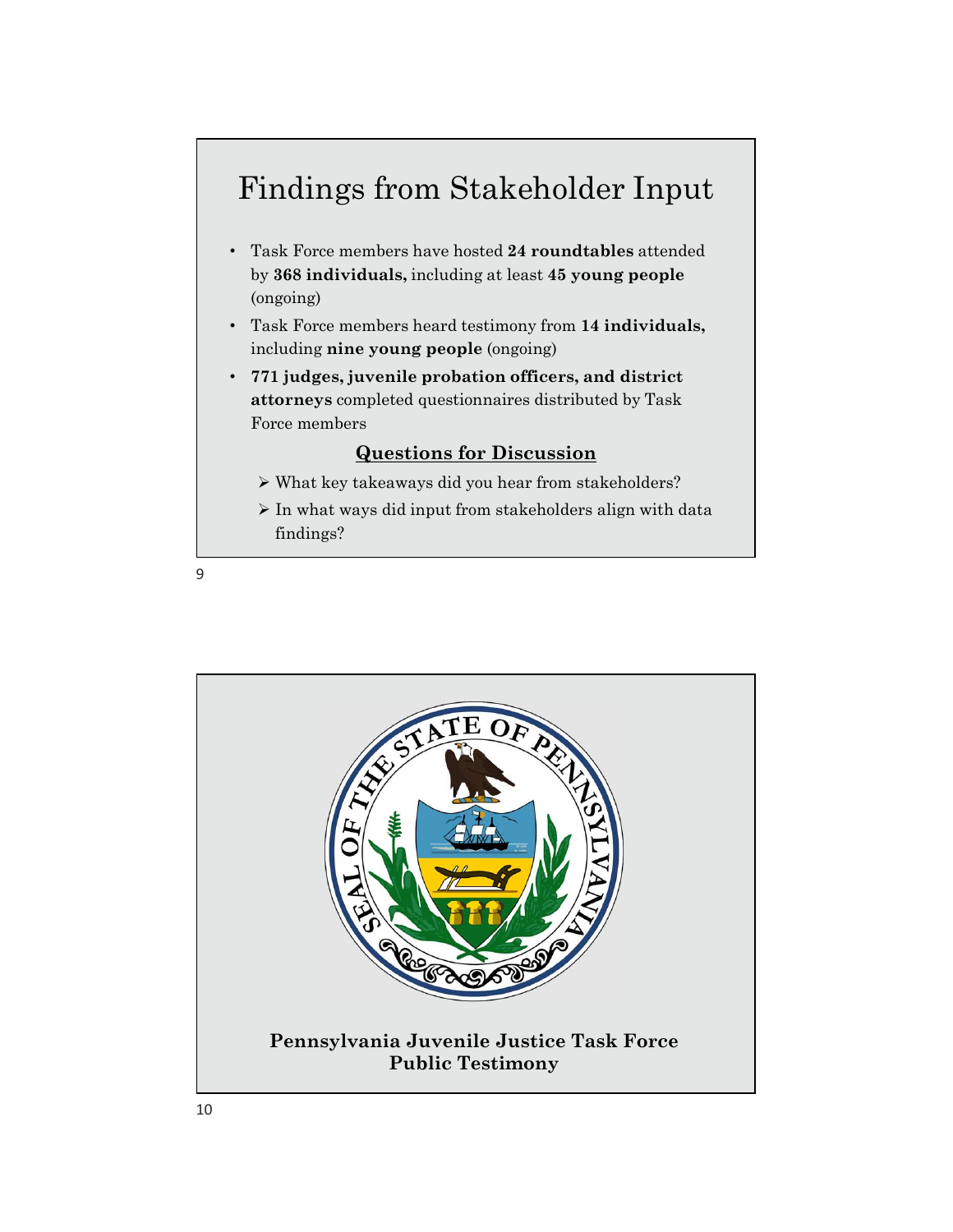# Findings from Stakeholder Input

- Task Force members have hosted **24 roundtables** attended by **368 individuals,** including at least **45 young people** (ongoing)
- Task Force members heard testimony from **14 individuals,** including **nine young people** (ongoing)
- **771 judges, juvenile probation officers, and district attorneys** completed questionnaires distributed by Task Force members

**Questions for Discussion**

- What key takeaways did you hear from stakeholders?
- In what ways did input from stakeholders align with data findings?

SEAL OF THE STATE OF PENNSYLVANIA

**Pennsylvania Juvenile Justice Task Force**
**Public Testimony**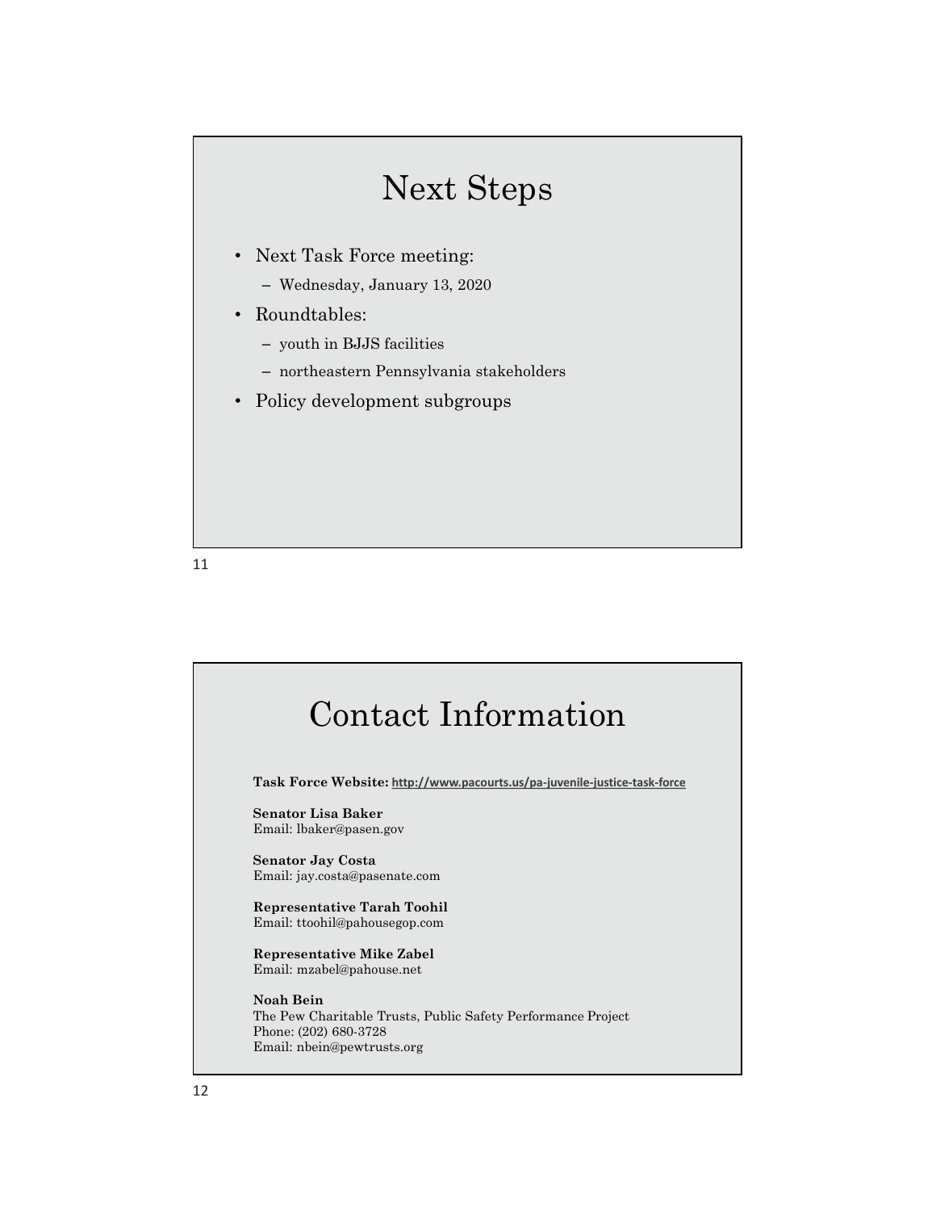# Next Steps

- Next Task Force meeting:
  - Wednesday, January 13, 2020
- Roundtables:
  - youth in BJJS facilities
  - northeastern Pennsylvania stakeholders
- Policy development subgroups

# Contact Information

**Task Force Website:** http://www.pacourts.us/pa-juvenile-justice-task-force

**Senator Lisa Baker**
Email: lbaker@pasen.gov

**Senator Jay Costa**
Email: jay.costa@pasenate.com

**Representative Tarah Toohil**
Email: ttoohil@pahousegop.com

**Representative Mike Zabel**
Email: mzabel@pahouse.net

**Noah Bein**
The Pew Charitable Trusts, Public Safety Performance Project
Phone: (202) 680-3728
Email: nbein@pewtrusts.org